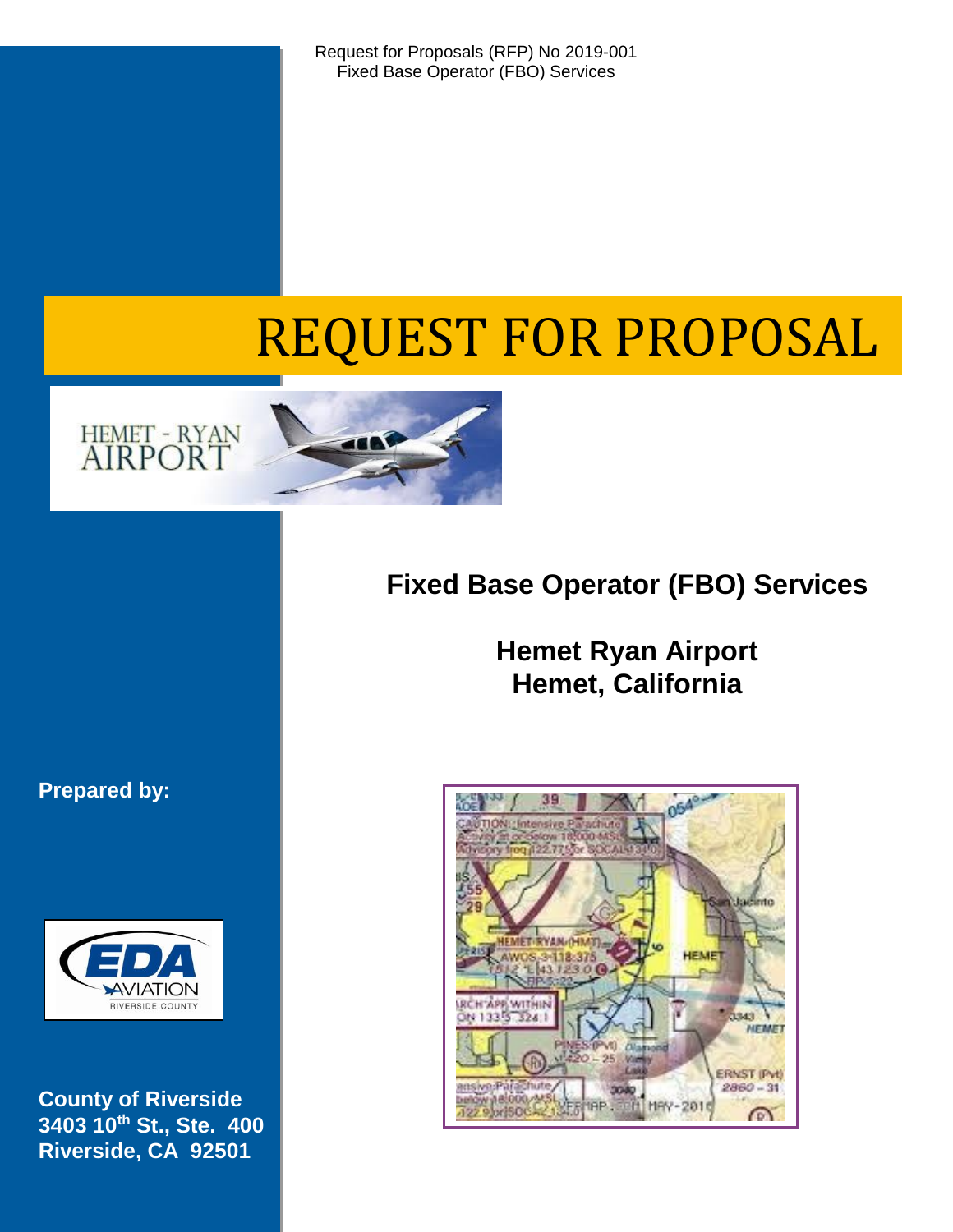Request for Proposals (RFP) No 2019-001
Fixed Base Operator (FBO) Services

# REQUEST FOR PROPOSAL

HEMET - RYAN AIRPORT

## Fixed Base Operator (FBO) Services

## Hemet Ryan Airport
## Hemet, California

**Prepared by:**

EDA AVIATION RIVERSIDE COUNTY

**County of Riverside**
**3403 10th St., Ste. 400**
**Riverside, CA 92501**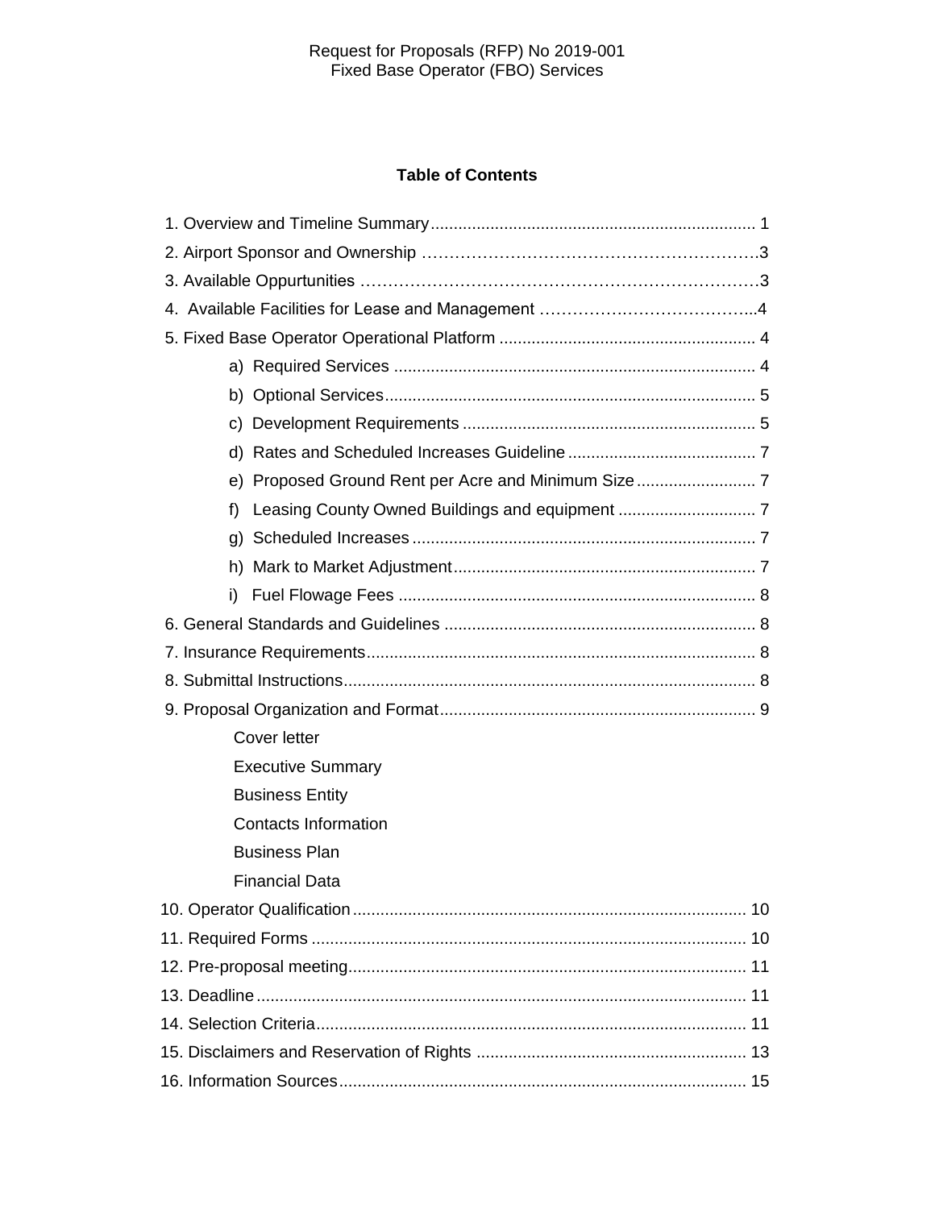Request for Proposals (RFP) No 2019-001
Fixed Base Operator (FBO) Services

## Table of Contents

1. Overview and Timeline Summary ..................................................................... 1
2. Airport Sponsor and Ownership ........................................................................3
3. Available Oppurtunities ........................................................................................3
4. Available Facilities for Lease and Management .........................................4
5. Fixed Base Operator Operational Platform ....................................................... 4
    - a) Required Services ............................................................................ 4
    - b) Optional Services............................................................................... 5
    - c) Development Requirements ............................................................... 5
    - d) Rates and Scheduled Increases Guideline ......................................... 7
    - e) Proposed Ground Rent per Acre and Minimum Size .......................... 7
    - f) Leasing County Owned Buildings and equipment .............................. 7
    - g) Scheduled Increases .......................................................................... 7
    - h) Mark to Market Adjustment.................................................................. 7
    - i) Fuel Flowage Fees ............................................................................. 8
6. General Standards and Guidelines .................................................................... 8
7. Insurance Requirements..................................................................................... 8
8. Submittal Instructions.......................................................................................... 8
9. Proposal Organization and Format..................................................................... 9
    - Cover letter
    - Executive Summary
    - Business Entity
    - Contacts Information
    - Business Plan
    - Financial Data
10. Operator Qualification....................................................................................... 10
11. Required Forms ............................................................................................... 10
12. Pre-proposal meeting....................................................................................... 11
13. Deadline ........................................................................................................... 11
14. Selection Criteria.............................................................................................. 11
15. Disclaimers and Reservation of Rights ........................................................... 13
16. Information Sources......................................................................................... 15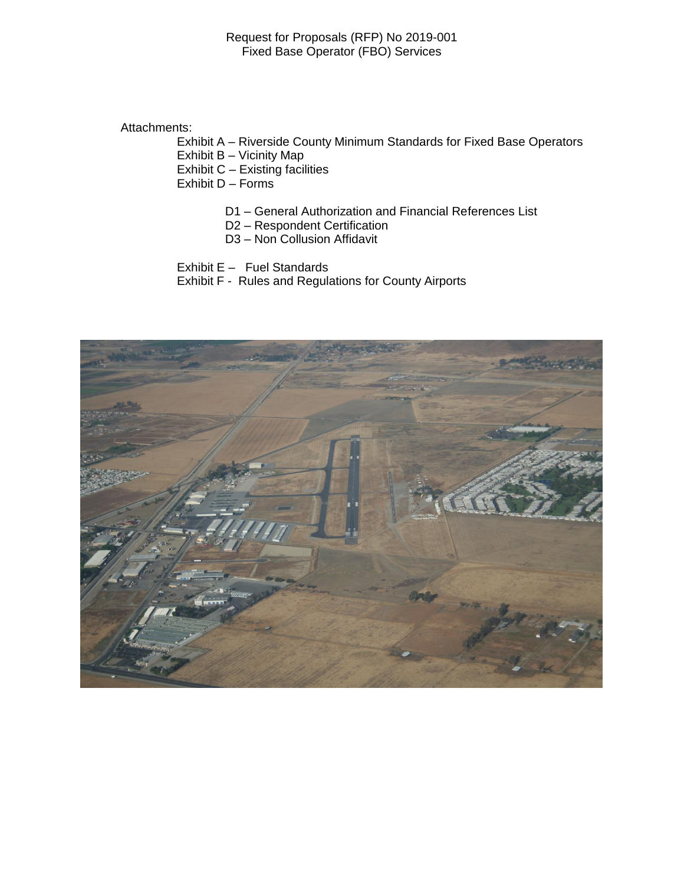Request for Proposals (RFP) No 2019-001
Fixed Base Operator (FBO) Services

Attachments:

- Exhibit A – Riverside County Minimum Standards for Fixed Base Operators
- Exhibit B – Vicinity Map
- Exhibit C – Existing facilities
- Exhibit D – Forms
  - D1 – General Authorization and Financial References List
  - D2 – Respondent Certification
  - D3 – Non Collusion Affidavit
- Exhibit E – Fuel Standards
- Exhibit F - Rules and Regulations for County Airports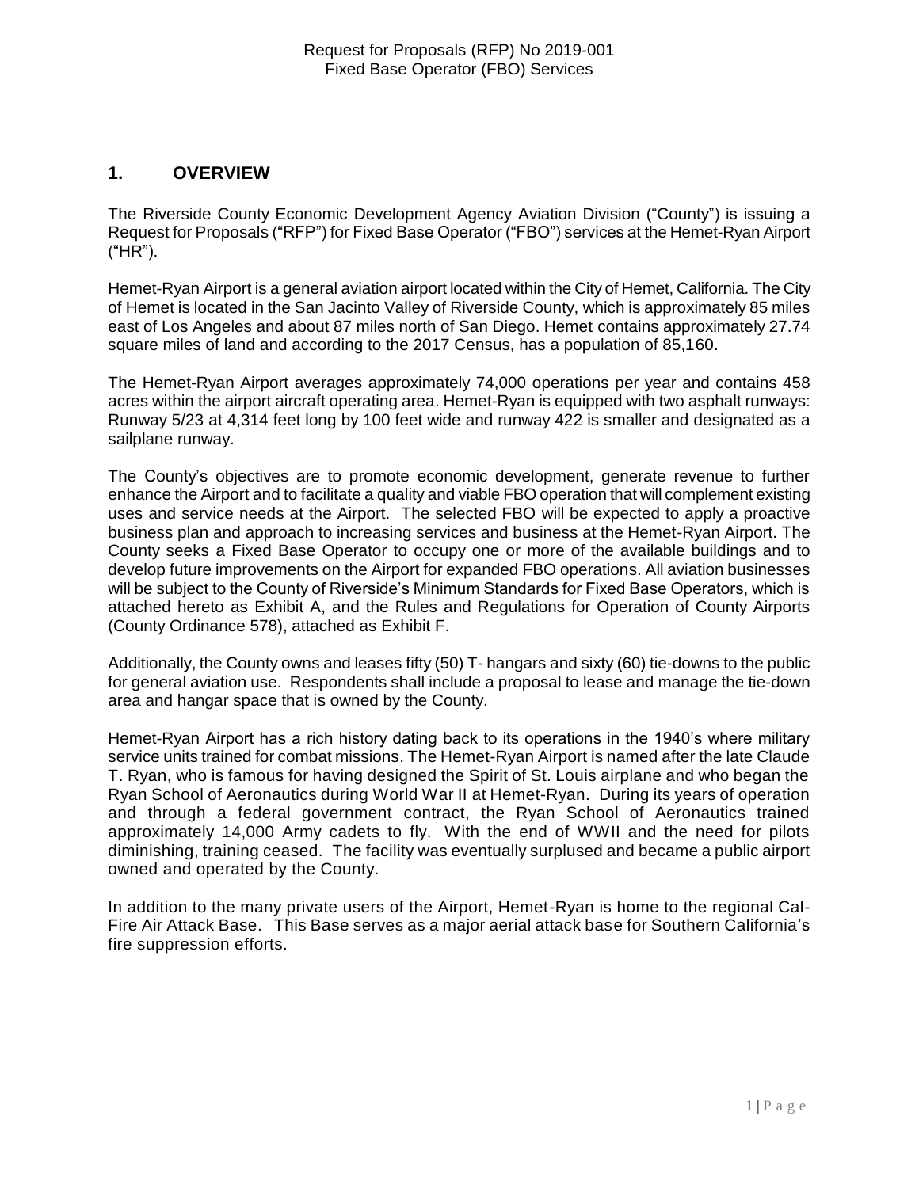## 1. OVERVIEW

The Riverside County Economic Development Agency Aviation Division ("County") is issuing a Request for Proposals ("RFP") for Fixed Base Operator ("FBO") services at the Hemet-Ryan Airport ("HR").

Hemet-Ryan Airport is a general aviation airport located within the City of Hemet, California. The City of Hemet is located in the San Jacinto Valley of Riverside County, which is approximately 85 miles east of Los Angeles and about 87 miles north of San Diego. Hemet contains approximately 27.74 square miles of land and according to the 2017 Census, has a population of 85,160.

The Hemet-Ryan Airport averages approximately 74,000 operations per year and contains 458 acres within the airport aircraft operating area. Hemet-Ryan is equipped with two asphalt runways: Runway 5/23 at 4,314 feet long by 100 feet wide and runway 422 is smaller and designated as a sailplane runway.

The County's objectives are to promote economic development, generate revenue to further enhance the Airport and to facilitate a quality and viable FBO operation that will complement existing uses and service needs at the Airport. The selected FBO will be expected to apply a proactive business plan and approach to increasing services and business at the Hemet-Ryan Airport. The County seeks a Fixed Base Operator to occupy one or more of the available buildings and to develop future improvements on the Airport for expanded FBO operations. All aviation businesses will be subject to the County of Riverside's Minimum Standards for Fixed Base Operators, which is attached hereto as Exhibit A, and the Rules and Regulations for Operation of County Airports (County Ordinance 578), attached as Exhibit F.

Additionally, the County owns and leases fifty (50) T- hangars and sixty (60) tie-downs to the public for general aviation use. Respondents shall include a proposal to lease and manage the tie-down area and hangar space that is owned by the County.

Hemet-Ryan Airport has a rich history dating back to its operations in the 1940's where military service units trained for combat missions. The Hemet-Ryan Airport is named after the late Claude T. Ryan, who is famous for having designed the Spirit of St. Louis airplane and who began the Ryan School of Aeronautics during World War II at Hemet-Ryan. During its years of operation and through a federal government contract, the Ryan School of Aeronautics trained approximately 14,000 Army cadets to fly. With the end of WWII and the need for pilots diminishing, training ceased. The facility was eventually surplused and became a public airport owned and operated by the County.

In addition to the many private users of the Airport, Hemet-Ryan is home to the regional Cal-Fire Air Attack Base. This Base serves as a major aerial attack base for Southern California's fire suppression efforts.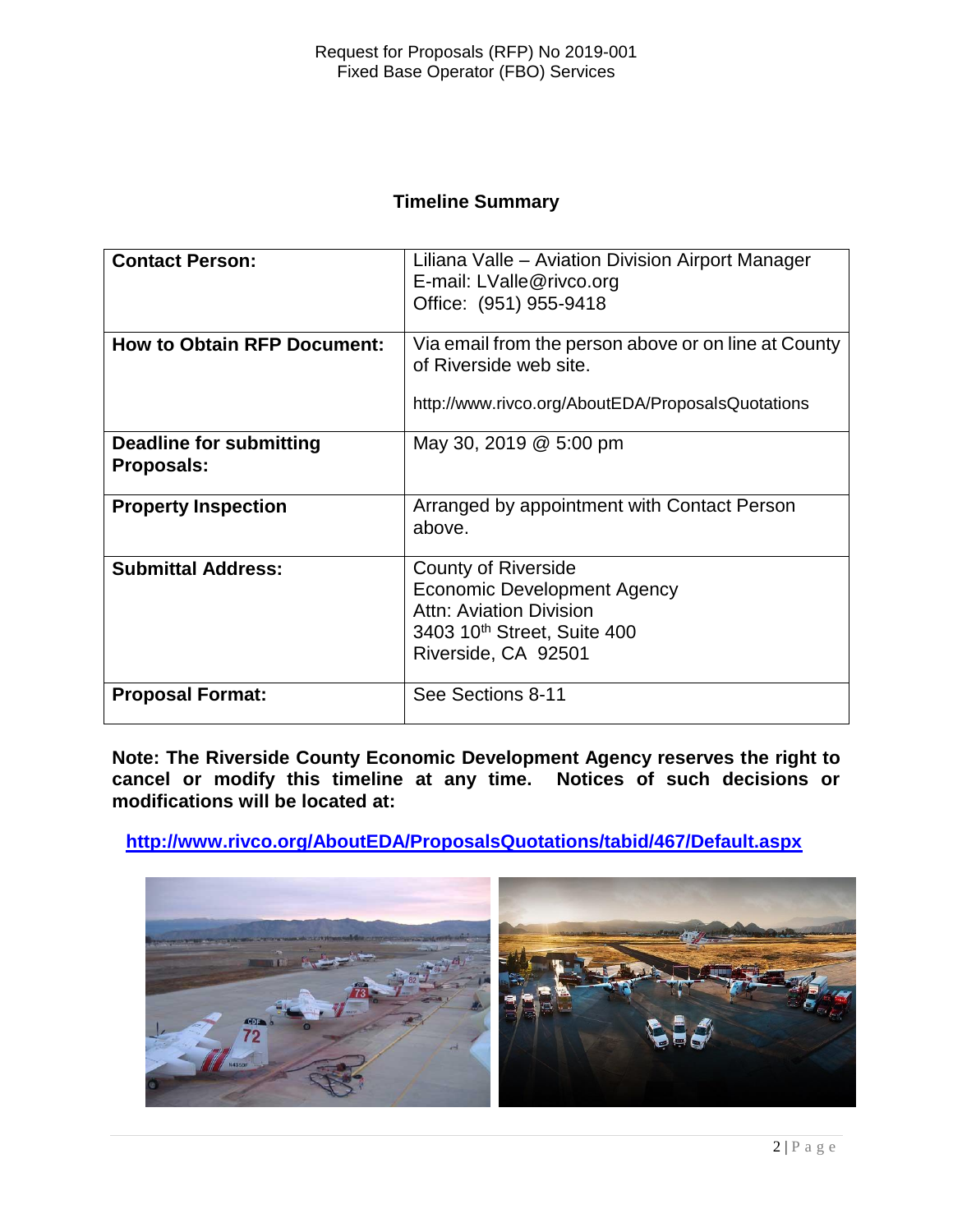## Timeline Summary

| | |
|---|---|
| **Contact Person:** | Liliana Valle – Aviation Division Airport Manager<br>E-mail: LValle@rivco.org<br>Office: (951) 955-9418 |
| **How to Obtain RFP Document:** | Via email from the person above or on line at County of Riverside web site.<br>http://www.rivco.org/AboutEDA/ProposalsQuotations |
| **Deadline for submitting Proposals:** | May 30, 2019 @ 5:00 pm |
| **Property Inspection** | Arranged by appointment with Contact Person above. |
| **Submittal Address:** | County of Riverside<br>Economic Development Agency<br>Attn: Aviation Division<br>3403 10th Street, Suite 400<br>Riverside, CA 92501 |
| **Proposal Format:** | See Sections 8-11 |

**Note: The Riverside County Economic Development Agency reserves the right to cancel or modify this timeline at any time. Notices of such decisions or modifications will be located at:**

**http://www.rivco.org/AboutEDA/ProposalsQuotations/tabid/467/Default.aspx**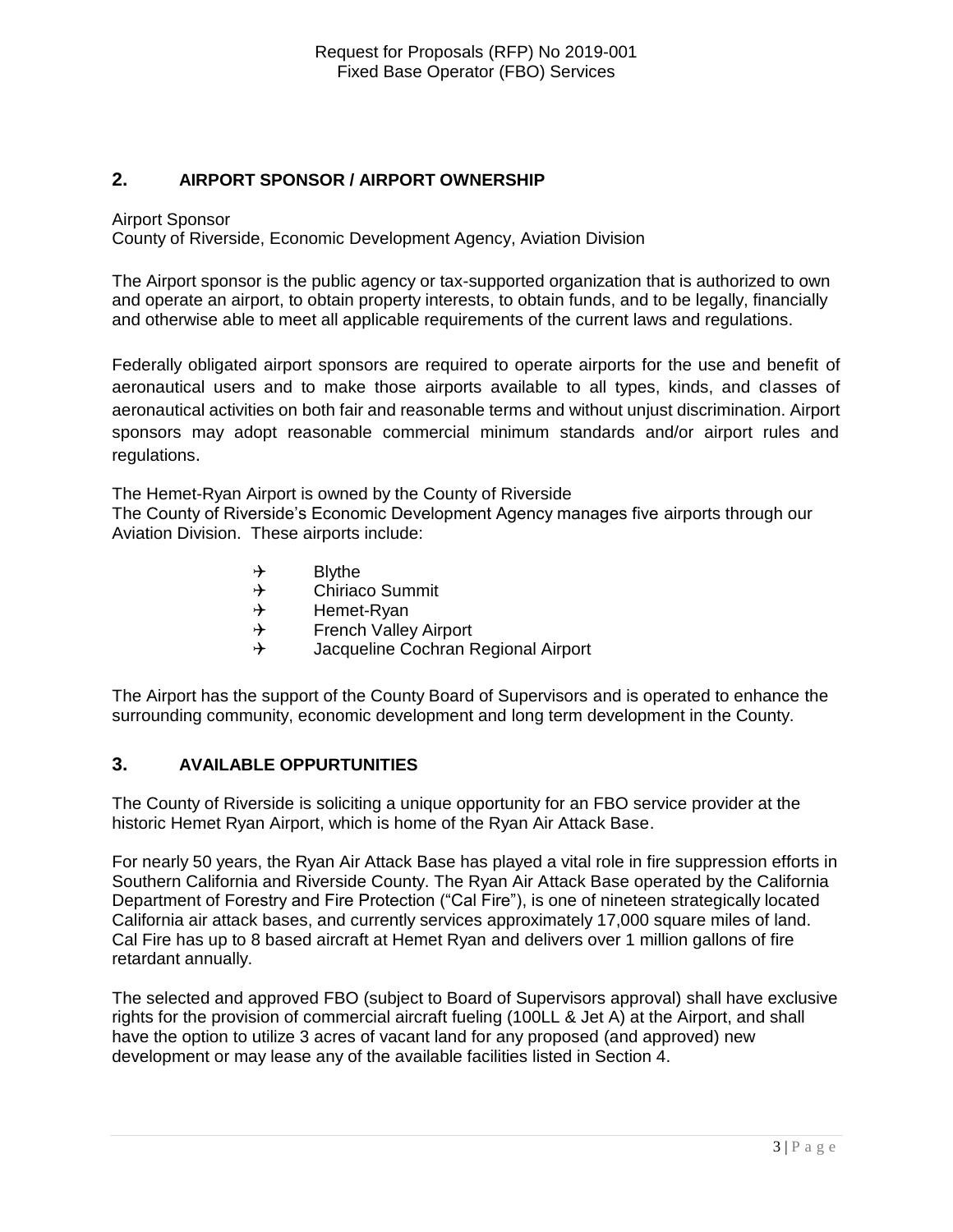## 2. AIRPORT SPONSOR / AIRPORT OWNERSHIP

Airport Sponsor
County of Riverside, Economic Development Agency, Aviation Division

The Airport sponsor is the public agency or tax-supported organization that is authorized to own and operate an airport, to obtain property interests, to obtain funds, and to be legally, financially and otherwise able to meet all applicable requirements of the current laws and regulations.

Federally obligated airport sponsors are required to operate airports for the use and benefit of aeronautical users and to make those airports available to all types, kinds, and classes of aeronautical activities on both fair and reasonable terms and without unjust discrimination. Airport sponsors may adopt reasonable commercial minimum standards and/or airport rules and regulations.

The Hemet-Ryan Airport is owned by the County of Riverside
The County of Riverside's Economic Development Agency manages five airports through our Aviation Division. These airports include:

- Blythe
- Chiriaco Summit
- Hemet-Ryan
- French Valley Airport
- Jacqueline Cochran Regional Airport

The Airport has the support of the County Board of Supervisors and is operated to enhance the surrounding community, economic development and long term development in the County.

## 3. AVAILABLE OPPURTUNITIES

The County of Riverside is soliciting a unique opportunity for an FBO service provider at the historic Hemet Ryan Airport, which is home of the Ryan Air Attack Base.

For nearly 50 years, the Ryan Air Attack Base has played a vital role in fire suppression efforts in Southern California and Riverside County. The Ryan Air Attack Base operated by the California Department of Forestry and Fire Protection ("Cal Fire"), is one of nineteen strategically located California air attack bases, and currently services approximately 17,000 square miles of land. Cal Fire has up to 8 based aircraft at Hemet Ryan and delivers over 1 million gallons of fire retardant annually.

The selected and approved FBO (subject to Board of Supervisors approval) shall have exclusive rights for the provision of commercial aircraft fueling (100LL & Jet A) at the Airport, and shall have the option to utilize 3 acres of vacant land for any proposed (and approved) new development or may lease any of the available facilities listed in Section 4.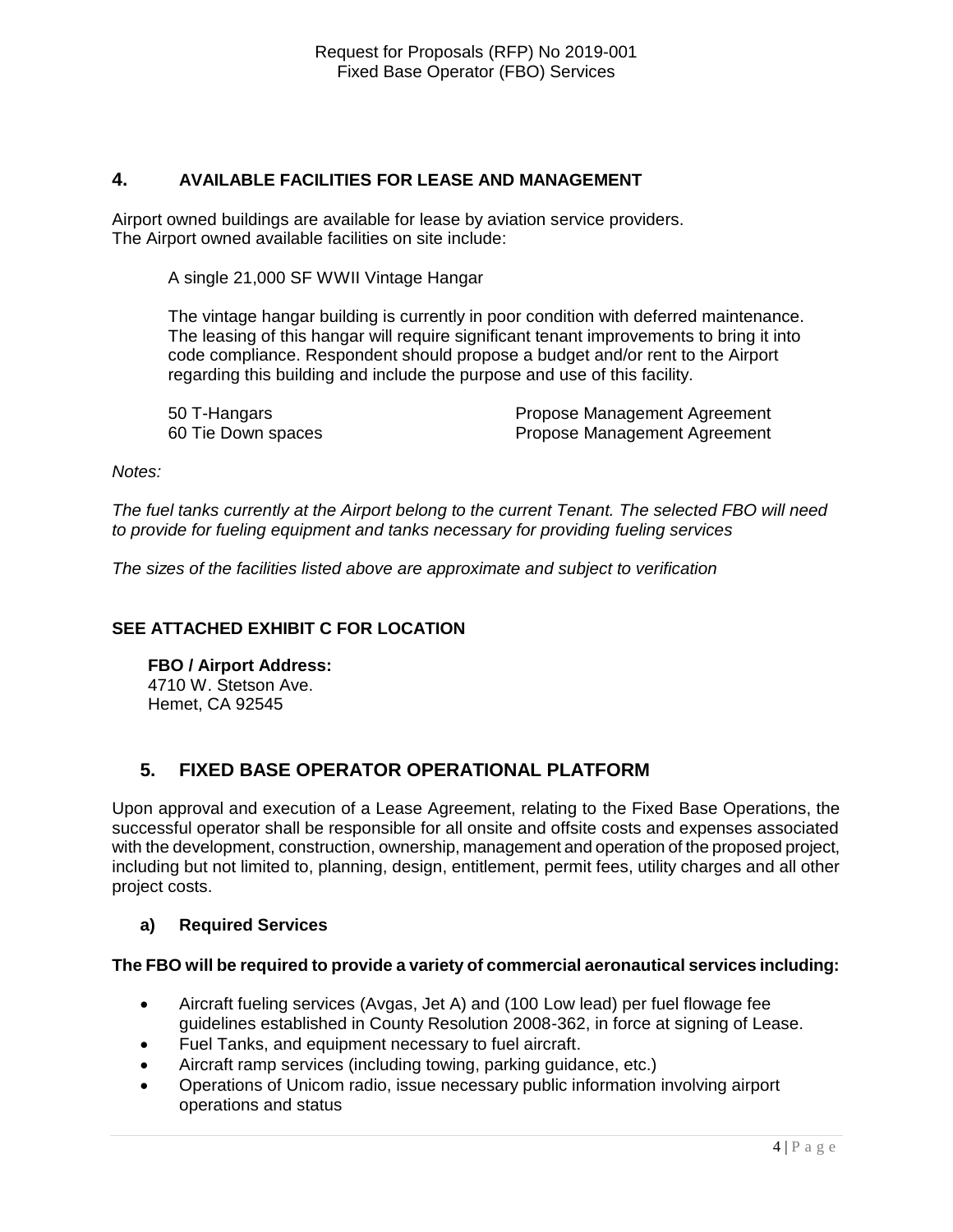## 4. AVAILABLE FACILITIES FOR LEASE AND MANAGEMENT

Airport owned buildings are available for lease by aviation service providers. The Airport owned available facilities on site include:

A single 21,000 SF WWII Vintage Hangar

The vintage hangar building is currently in poor condition with deferred maintenance. The leasing of this hangar will require significant tenant improvements to bring it into code compliance. Respondent should propose a budget and/or rent to the Airport regarding this building and include the purpose and use of this facility.

| | |
|---|---|
| 50 T-Hangars | Propose Management Agreement |
| 60 Tie Down spaces | Propose Management Agreement |

*Notes:*

*The fuel tanks currently at the Airport belong to the current Tenant. The selected FBO will need to provide for fueling equipment and tanks necessary for providing fueling services*

*The sizes of the facilities listed above are approximate and subject to verification*

**SEE ATTACHED EXHIBIT C FOR LOCATION**

**FBO / Airport Address:**
4710 W. Stetson Ave.
Hemet, CA 92545

## 5. FIXED BASE OPERATOR OPERATIONAL PLATFORM

Upon approval and execution of a Lease Agreement, relating to the Fixed Base Operations, the successful operator shall be responsible for all onsite and offsite costs and expenses associated with the development, construction, ownership, management and operation of the proposed project, including but not limited to, planning, design, entitlement, permit fees, utility charges and all other project costs.

### a) Required Services

**The FBO will be required to provide a variety of commercial aeronautical services including:**

- Aircraft fueling services (Avgas, Jet A) and (100 Low lead) per fuel flowage fee guidelines established in County Resolution 2008-362, in force at signing of Lease.
- Fuel Tanks, and equipment necessary to fuel aircraft.
- Aircraft ramp services (including towing, parking guidance, etc.)
- Operations of Unicom radio, issue necessary public information involving airport operations and status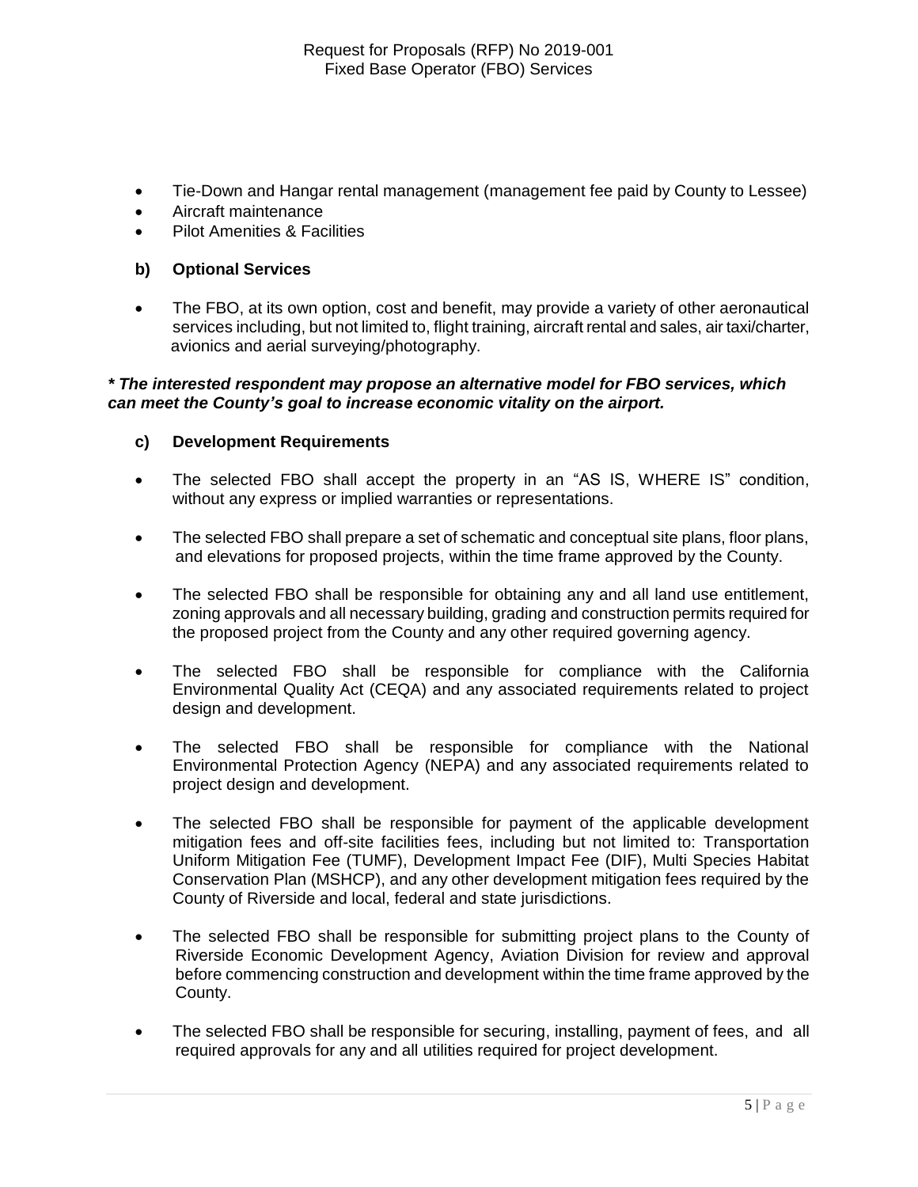- Tie-Down and Hangar rental management (management fee paid by County to Lessee)
- Aircraft maintenance
- Pilot Amenities & Facilities

**b) Optional Services**

- The FBO, at its own option, cost and benefit, may provide a variety of other aeronautical services including, but not limited to, flight training, aircraft rental and sales, air taxi/charter, avionics and aerial surveying/photography.

***\* The interested respondent may propose an alternative model for FBO services, which can meet the County's goal to increase economic vitality on the airport.***

**c) Development Requirements**

- The selected FBO shall accept the property in an "AS IS, WHERE IS" condition, without any express or implied warranties or representations.
- The selected FBO shall prepare a set of schematic and conceptual site plans, floor plans, and elevations for proposed projects, within the time frame approved by the County.
- The selected FBO shall be responsible for obtaining any and all land use entitlement, zoning approvals and all necessary building, grading and construction permits required for the proposed project from the County and any other required governing agency.
- The selected FBO shall be responsible for compliance with the California Environmental Quality Act (CEQA) and any associated requirements related to project design and development.
- The selected FBO shall be responsible for compliance with the National Environmental Protection Agency (NEPA) and any associated requirements related to project design and development.
- The selected FBO shall be responsible for payment of the applicable development mitigation fees and off-site facilities fees, including but not limited to: Transportation Uniform Mitigation Fee (TUMF), Development Impact Fee (DIF), Multi Species Habitat Conservation Plan (MSHCP), and any other development mitigation fees required by the County of Riverside and local, federal and state jurisdictions.
- The selected FBO shall be responsible for submitting project plans to the County of Riverside Economic Development Agency, Aviation Division for review and approval before commencing construction and development within the time frame approved by the County.
- The selected FBO shall be responsible for securing, installing, payment of fees, and all required approvals for any and all utilities required for project development.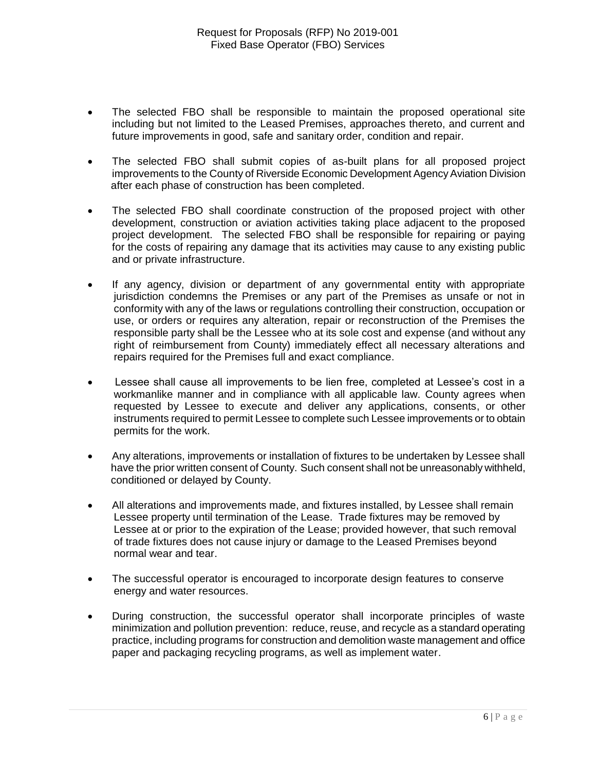- The selected FBO shall be responsible to maintain the proposed operational site including but not limited to the Leased Premises, approaches thereto, and current and future improvements in good, safe and sanitary order, condition and repair.

- The selected FBO shall submit copies of as-built plans for all proposed project improvements to the County of Riverside Economic Development Agency Aviation Division after each phase of construction has been completed.

- The selected FBO shall coordinate construction of the proposed project with other development, construction or aviation activities taking place adjacent to the proposed project development. The selected FBO shall be responsible for repairing or paying for the costs of repairing any damage that its activities may cause to any existing public and or private infrastructure.

- If any agency, division or department of any governmental entity with appropriate jurisdiction condemns the Premises or any part of the Premises as unsafe or not in conformity with any of the laws or regulations controlling their construction, occupation or use, or orders or requires any alteration, repair or reconstruction of the Premises the responsible party shall be the Lessee who at its sole cost and expense (and without any right of reimbursement from County) immediately effect all necessary alterations and repairs required for the Premises full and exact compliance.

- Lessee shall cause all improvements to be lien free, completed at Lessee's cost in a workmanlike manner and in compliance with all applicable law. County agrees when requested by Lessee to execute and deliver any applications, consents, or other instruments required to permit Lessee to complete such Lessee improvements or to obtain permits for the work.

- Any alterations, improvements or installation of fixtures to be undertaken by Lessee shall have the prior written consent of County. Such consent shall not be unreasonably withheld, conditioned or delayed by County.

- All alterations and improvements made, and fixtures installed, by Lessee shall remain Lessee property until termination of the Lease. Trade fixtures may be removed by Lessee at or prior to the expiration of the Lease; provided however, that such removal of trade fixtures does not cause injury or damage to the Leased Premises beyond normal wear and tear.

- The successful operator is encouraged to incorporate design features to conserve energy and water resources.

- During construction, the successful operator shall incorporate principles of waste minimization and pollution prevention: reduce, reuse, and recycle as a standard operating practice, including programs for construction and demolition waste management and office paper and packaging recycling programs, as well as implement water.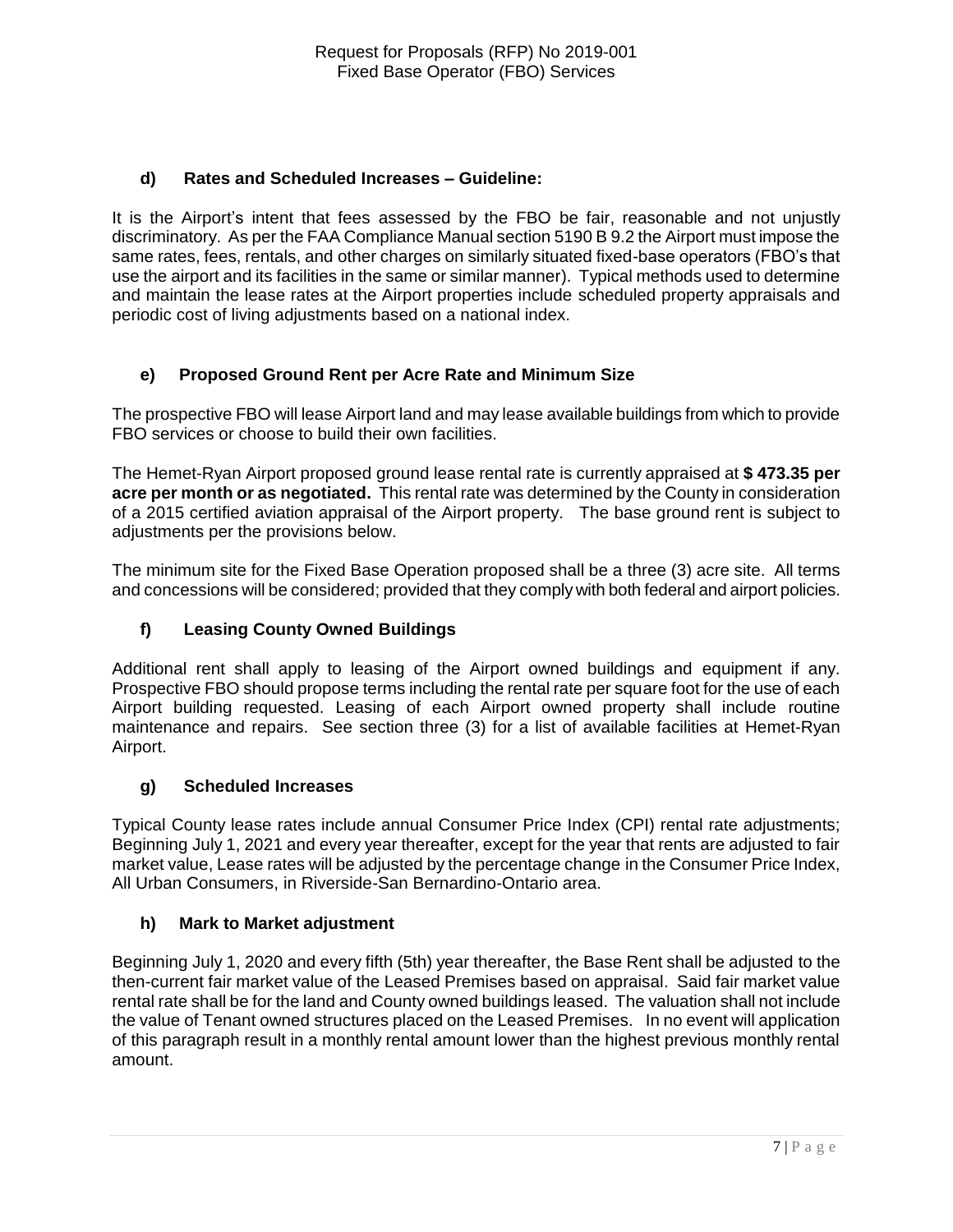### d) Rates and Scheduled Increases – Guideline:

It is the Airport's intent that fees assessed by the FBO be fair, reasonable and not unjustly discriminatory. As per the FAA Compliance Manual section 5190 B 9.2 the Airport must impose the same rates, fees, rentals, and other charges on similarly situated fixed-base operators (FBO's that use the airport and its facilities in the same or similar manner). Typical methods used to determine and maintain the lease rates at the Airport properties include scheduled property appraisals and periodic cost of living adjustments based on a national index.

### e) Proposed Ground Rent per Acre Rate and Minimum Size

The prospective FBO will lease Airport land and may lease available buildings from which to provide FBO services or choose to build their own facilities.

The Hemet-Ryan Airport proposed ground lease rental rate is currently appraised at **$ 473.35 per acre per month or as negotiated.** This rental rate was determined by the County in consideration of a 2015 certified aviation appraisal of the Airport property. The base ground rent is subject to adjustments per the provisions below.

The minimum site for the Fixed Base Operation proposed shall be a three (3) acre site. All terms and concessions will be considered; provided that they comply with both federal and airport policies.

### f) Leasing County Owned Buildings

Additional rent shall apply to leasing of the Airport owned buildings and equipment if any. Prospective FBO should propose terms including the rental rate per square foot for the use of each Airport building requested. Leasing of each Airport owned property shall include routine maintenance and repairs. See section three (3) for a list of available facilities at Hemet-Ryan Airport.

### g) Scheduled Increases

Typical County lease rates include annual Consumer Price Index (CPI) rental rate adjustments; Beginning July 1, 2021 and every year thereafter, except for the year that rents are adjusted to fair market value, Lease rates will be adjusted by the percentage change in the Consumer Price Index, All Urban Consumers, in Riverside-San Bernardino-Ontario area.

### h) Mark to Market adjustment

Beginning July 1, 2020 and every fifth (5th) year thereafter, the Base Rent shall be adjusted to the then-current fair market value of the Leased Premises based on appraisal. Said fair market value rental rate shall be for the land and County owned buildings leased. The valuation shall not include the value of Tenant owned structures placed on the Leased Premises. In no event will application of this paragraph result in a monthly rental amount lower than the highest previous monthly rental amount.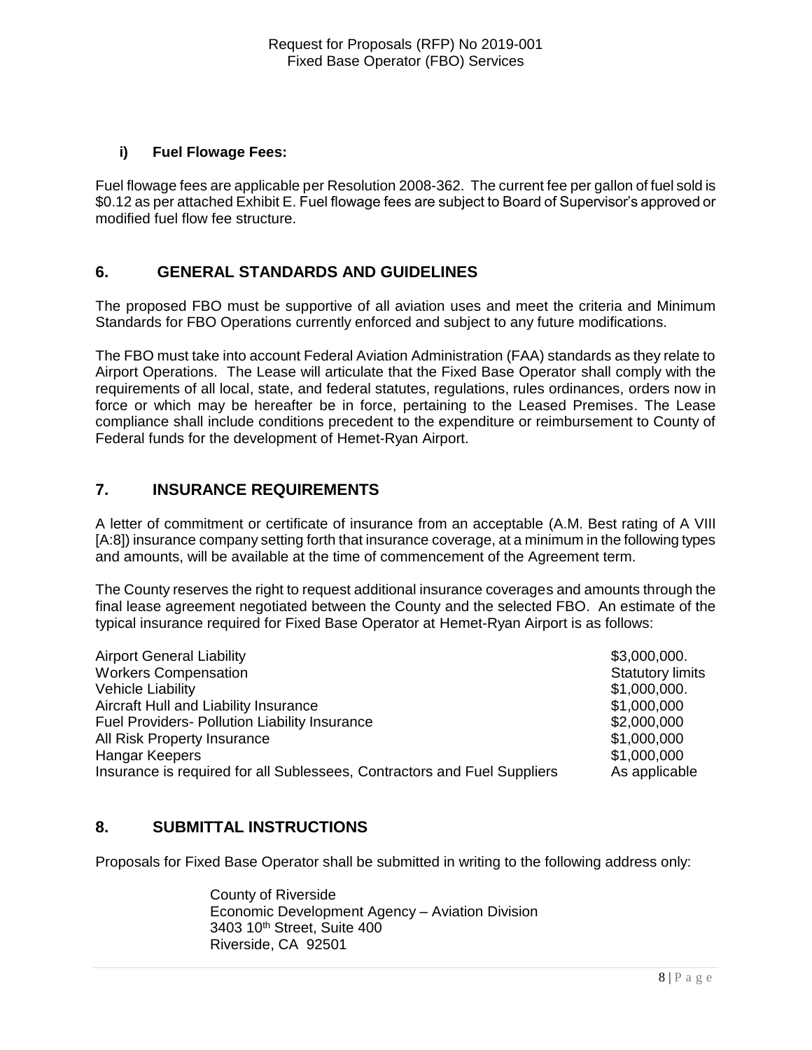### i) Fuel Flowage Fees:

Fuel flowage fees are applicable per Resolution 2008-362. The current fee per gallon of fuel sold is \$0.12 as per attached Exhibit E. Fuel flowage fees are subject to Board of Supervisor's approved or modified fuel flow fee structure.

## 6. GENERAL STANDARDS AND GUIDELINES

The proposed FBO must be supportive of all aviation uses and meet the criteria and Minimum Standards for FBO Operations currently enforced and subject to any future modifications.

The FBO must take into account Federal Aviation Administration (FAA) standards as they relate to Airport Operations. The Lease will articulate that the Fixed Base Operator shall comply with the requirements of all local, state, and federal statutes, regulations, rules ordinances, orders now in force or which may be hereafter be in force, pertaining to the Leased Premises. The Lease compliance shall include conditions precedent to the expenditure or reimbursement to County of Federal funds for the development of Hemet-Ryan Airport.

## 7. INSURANCE REQUIREMENTS

A letter of commitment or certificate of insurance from an acceptable (A.M. Best rating of A VIII [A:8]) insurance company setting forth that insurance coverage, at a minimum in the following types and amounts, will be available at the time of commencement of the Agreement term.

The County reserves the right to request additional insurance coverages and amounts through the final lease agreement negotiated between the County and the selected FBO. An estimate of the typical insurance required for Fixed Base Operator at Hemet-Ryan Airport is as follows:

| | |
|---|---|
| Airport General Liability | \$3,000,000. |
| Workers Compensation | Statutory limits |
| Vehicle Liability | \$1,000,000. |
| Aircraft Hull and Liability Insurance | \$1,000,000 |
| Fuel Providers- Pollution Liability Insurance | \$2,000,000 |
| All Risk Property Insurance | \$1,000,000 |
| Hangar Keepers | \$1,000,000 |
| Insurance is required for all Sublessees, Contractors and Fuel Suppliers | As applicable |

## 8. SUBMITTAL INSTRUCTIONS

Proposals for Fixed Base Operator shall be submitted in writing to the following address only:

County of Riverside
Economic Development Agency – Aviation Division
3403 10th Street, Suite 400
Riverside, CA 92501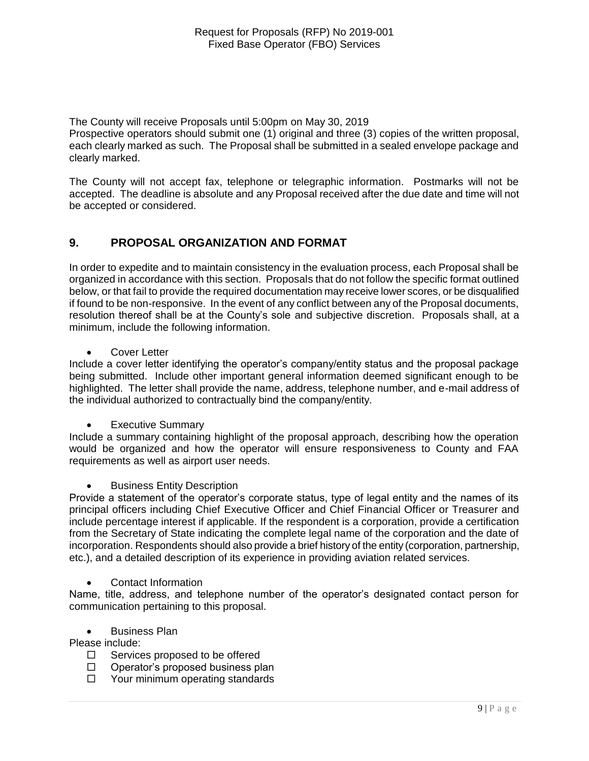The County will receive Proposals until 5:00pm on May 30, 2019
Prospective operators should submit one (1) original and three (3) copies of the written proposal, each clearly marked as such. The Proposal shall be submitted in a sealed envelope package and clearly marked.

The County will not accept fax, telephone or telegraphic information. Postmarks will not be accepted. The deadline is absolute and any Proposal received after the due date and time will not be accepted or considered.

## 9. PROPOSAL ORGANIZATION AND FORMAT

In order to expedite and to maintain consistency in the evaluation process, each Proposal shall be organized in accordance with this section. Proposals that do not follow the specific format outlined below, or that fail to provide the required documentation may receive lower scores, or be disqualified if found to be non-responsive. In the event of any conflict between any of the Proposal documents, resolution thereof shall be at the County's sole and subjective discretion. Proposals shall, at a minimum, include the following information.

- Cover Letter

Include a cover letter identifying the operator's company/entity status and the proposal package being submitted. Include other important general information deemed significant enough to be highlighted. The letter shall provide the name, address, telephone number, and e-mail address of the individual authorized to contractually bind the company/entity.

- Executive Summary

Include a summary containing highlight of the proposal approach, describing how the operation would be organized and how the operator will ensure responsiveness to County and FAA requirements as well as airport user needs.

- Business Entity Description

Provide a statement of the operator's corporate status, type of legal entity and the names of its principal officers including Chief Executive Officer and Chief Financial Officer or Treasurer and include percentage interest if applicable. If the respondent is a corporation, provide a certification from the Secretary of State indicating the complete legal name of the corporation and the date of incorporation. Respondents should also provide a brief history of the entity (corporation, partnership, etc.), and a detailed description of its experience in providing aviation related services.

- Contact Information

Name, title, address, and telephone number of the operator's designated contact person for communication pertaining to this proposal.

- Business Plan

Please include:

- ☐ Services proposed to be offered
- ☐ Operator's proposed business plan
- ☐ Your minimum operating standards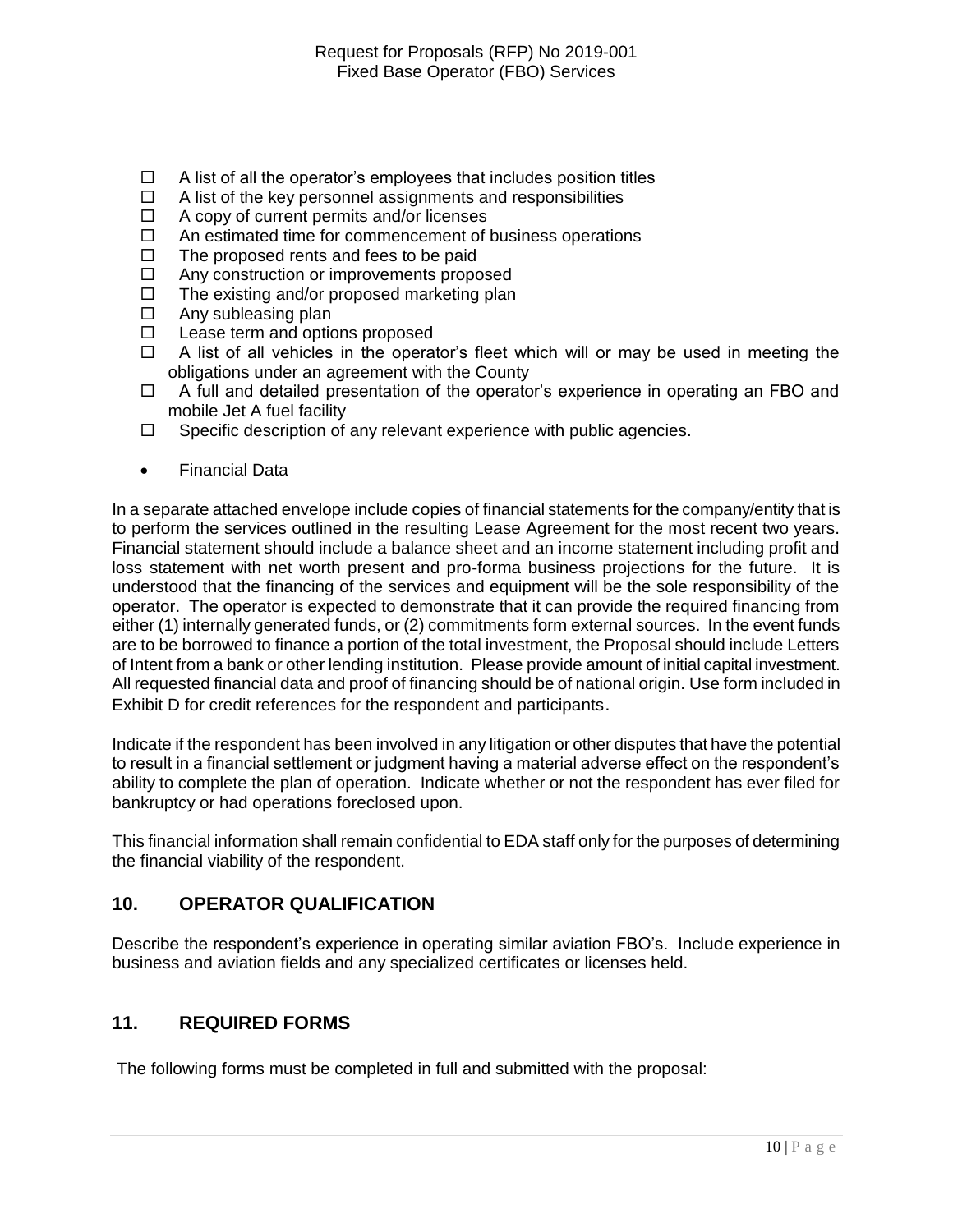- ☐ A list of all the operator's employees that includes position titles
- ☐ A list of the key personnel assignments and responsibilities
- ☐ A copy of current permits and/or licenses
- ☐ An estimated time for commencement of business operations
- ☐ The proposed rents and fees to be paid
- ☐ Any construction or improvements proposed
- ☐ The existing and/or proposed marketing plan
- ☐ Any subleasing plan
- ☐ Lease term and options proposed
- ☐ A list of all vehicles in the operator's fleet which will or may be used in meeting the obligations under an agreement with the County
- ☐ A full and detailed presentation of the operator's experience in operating an FBO and mobile Jet A fuel facility
- ☐ Specific description of any relevant experience with public agencies.

- Financial Data

In a separate attached envelope include copies of financial statements for the company/entity that is to perform the services outlined in the resulting Lease Agreement for the most recent two years. Financial statement should include a balance sheet and an income statement including profit and loss statement with net worth present and pro-forma business projections for the future. It is understood that the financing of the services and equipment will be the sole responsibility of the operator. The operator is expected to demonstrate that it can provide the required financing from either (1) internally generated funds, or (2) commitments form external sources. In the event funds are to be borrowed to finance a portion of the total investment, the Proposal should include Letters of Intent from a bank or other lending institution. Please provide amount of initial capital investment. All requested financial data and proof of financing should be of national origin. Use form included in Exhibit D for credit references for the respondent and participants.

Indicate if the respondent has been involved in any litigation or other disputes that have the potential to result in a financial settlement or judgment having a material adverse effect on the respondent's ability to complete the plan of operation. Indicate whether or not the respondent has ever filed for bankruptcy or had operations foreclosed upon.

This financial information shall remain confidential to EDA staff only for the purposes of determining the financial viability of the respondent.

## 10. OPERATOR QUALIFICATION

Describe the respondent's experience in operating similar aviation FBO's. Include experience in business and aviation fields and any specialized certificates or licenses held.

## 11. REQUIRED FORMS

The following forms must be completed in full and submitted with the proposal: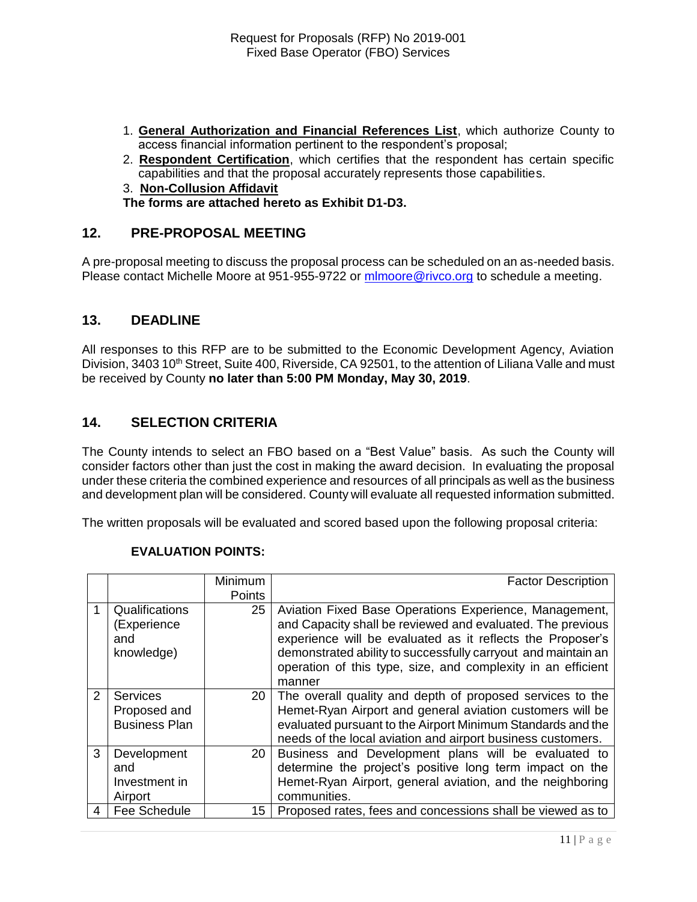1. **General Authorization and Financial References List**, which authorize County to access financial information pertinent to the respondent's proposal;
2. **Respondent Certification**, which certifies that the respondent has certain specific capabilities and that the proposal accurately represents those capabilities.
3. **Non-Collusion Affidavit**

**The forms are attached hereto as Exhibit D1-D3.**

## 12. PRE-PROPOSAL MEETING

A pre-proposal meeting to discuss the proposal process can be scheduled on an as-needed basis. Please contact Michelle Moore at 951-955-9722 or mlmoore@rivco.org to schedule a meeting.

## 13. DEADLINE

All responses to this RFP are to be submitted to the Economic Development Agency, Aviation Division, 3403 10th Street, Suite 400, Riverside, CA 92501, to the attention of Liliana Valle and must be received by County **no later than 5:00 PM Monday, May 30, 2019**.

## 14. SELECTION CRITERIA

The County intends to select an FBO based on a "Best Value" basis. As such the County will consider factors other than just the cost in making the award decision. In evaluating the proposal under these criteria the combined experience and resources of all principals as well as the business and development plan will be considered. County will evaluate all requested information submitted.

The written proposals will be evaluated and scored based upon the following proposal criteria:

**EVALUATION POINTS:**

| | | Minimum Points | Factor Description |
|---|---|---|---|
| 1 | Qualifications (Experience and knowledge) | 25 | Aviation Fixed Base Operations Experience, Management, and Capacity shall be reviewed and evaluated. The previous experience will be evaluated as it reflects the Proposer's demonstrated ability to successfully carryout and maintain an operation of this type, size, and complexity in an efficient manner |
| 2 | Services Proposed and Business Plan | 20 | The overall quality and depth of proposed services to the Hemet-Ryan Airport and general aviation customers will be evaluated pursuant to the Airport Minimum Standards and the needs of the local aviation and airport business customers. |
| 3 | Development and Investment in Airport | 20 | Business and Development plans will be evaluated to determine the project's positive long term impact on the Hemet-Ryan Airport, general aviation, and the neighboring communities. |
| 4 | Fee Schedule | 15 | Proposed rates, fees and concessions shall be viewed as to |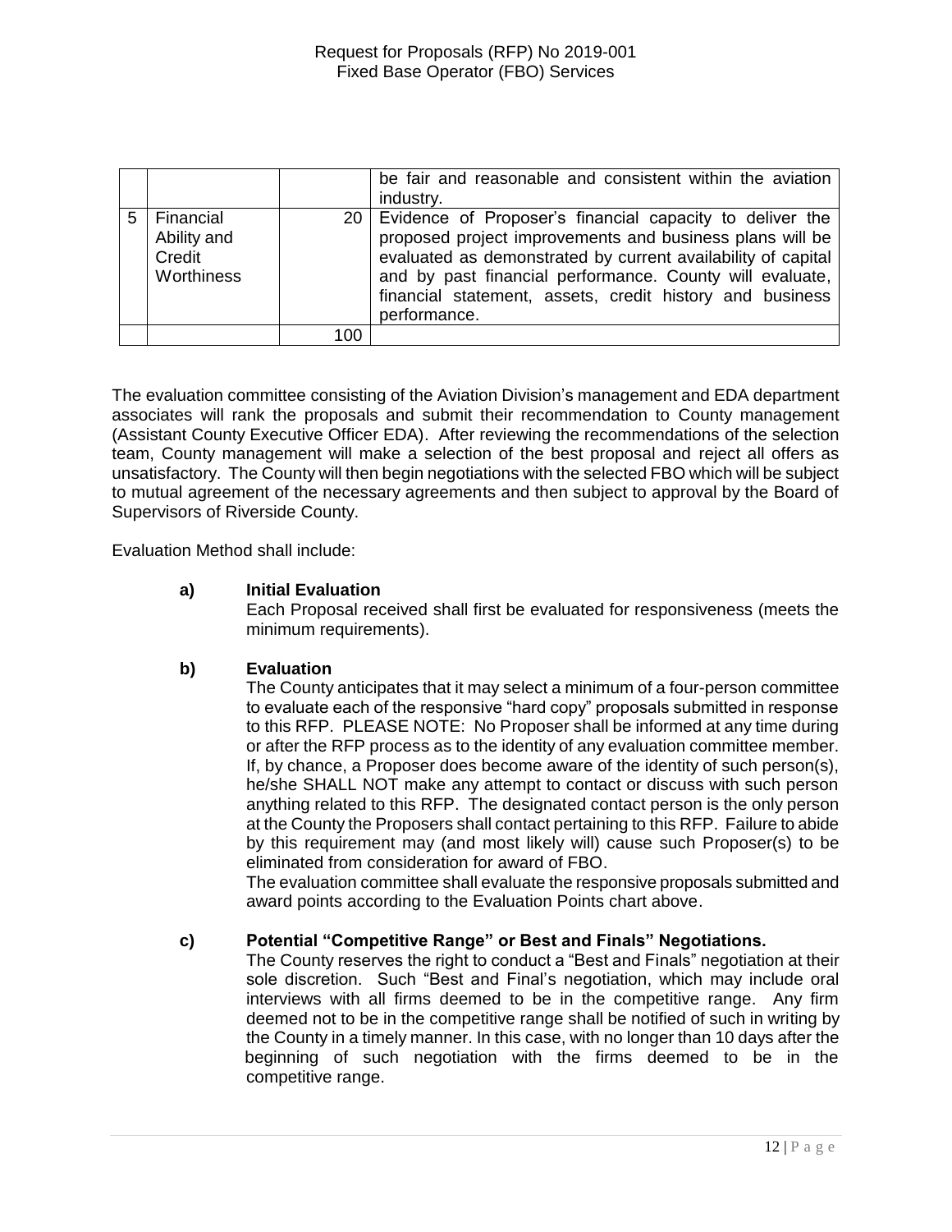|   |   |   |   |
|---|---|---|---|
|   |   |   | be fair and reasonable and consistent within the aviation industry. |
| 5 | Financial Ability and Credit Worthiness | 20 | Evidence of Proposer's financial capacity to deliver the proposed project improvements and business plans will be evaluated as demonstrated by current availability of capital and by past financial performance. County will evaluate, financial statement, assets, credit history and business performance. |
|   |   | 100 |   |

The evaluation committee consisting of the Aviation Division's management and EDA department associates will rank the proposals and submit their recommendation to County management (Assistant County Executive Officer EDA). After reviewing the recommendations of the selection team, County management will make a selection of the best proposal and reject all offers as unsatisfactory. The County will then begin negotiations with the selected FBO which will be subject to mutual agreement of the necessary agreements and then subject to approval by the Board of Supervisors of Riverside County.

Evaluation Method shall include:

**a) Initial Evaluation**

Each Proposal received shall first be evaluated for responsiveness (meets the minimum requirements).

**b) Evaluation**

The County anticipates that it may select a minimum of a four-person committee to evaluate each of the responsive "hard copy" proposals submitted in response to this RFP. PLEASE NOTE: No Proposer shall be informed at any time during or after the RFP process as to the identity of any evaluation committee member. If, by chance, a Proposer does become aware of the identity of such person(s), he/she SHALL NOT make any attempt to contact or discuss with such person anything related to this RFP. The designated contact person is the only person at the County the Proposers shall contact pertaining to this RFP. Failure to abide by this requirement may (and most likely will) cause such Proposer(s) to be eliminated from consideration for award of FBO.

The evaluation committee shall evaluate the responsive proposals submitted and award points according to the Evaluation Points chart above.

**c) Potential "Competitive Range" or Best and Finals" Negotiations.**

The County reserves the right to conduct a "Best and Finals" negotiation at their sole discretion. Such "Best and Final's negotiation, which may include oral interviews with all firms deemed to be in the competitive range. Any firm deemed not to be in the competitive range shall be notified of such in writing by the County in a timely manner. In this case, with no longer than 10 days after the beginning of such negotiation with the firms deemed to be in the competitive range.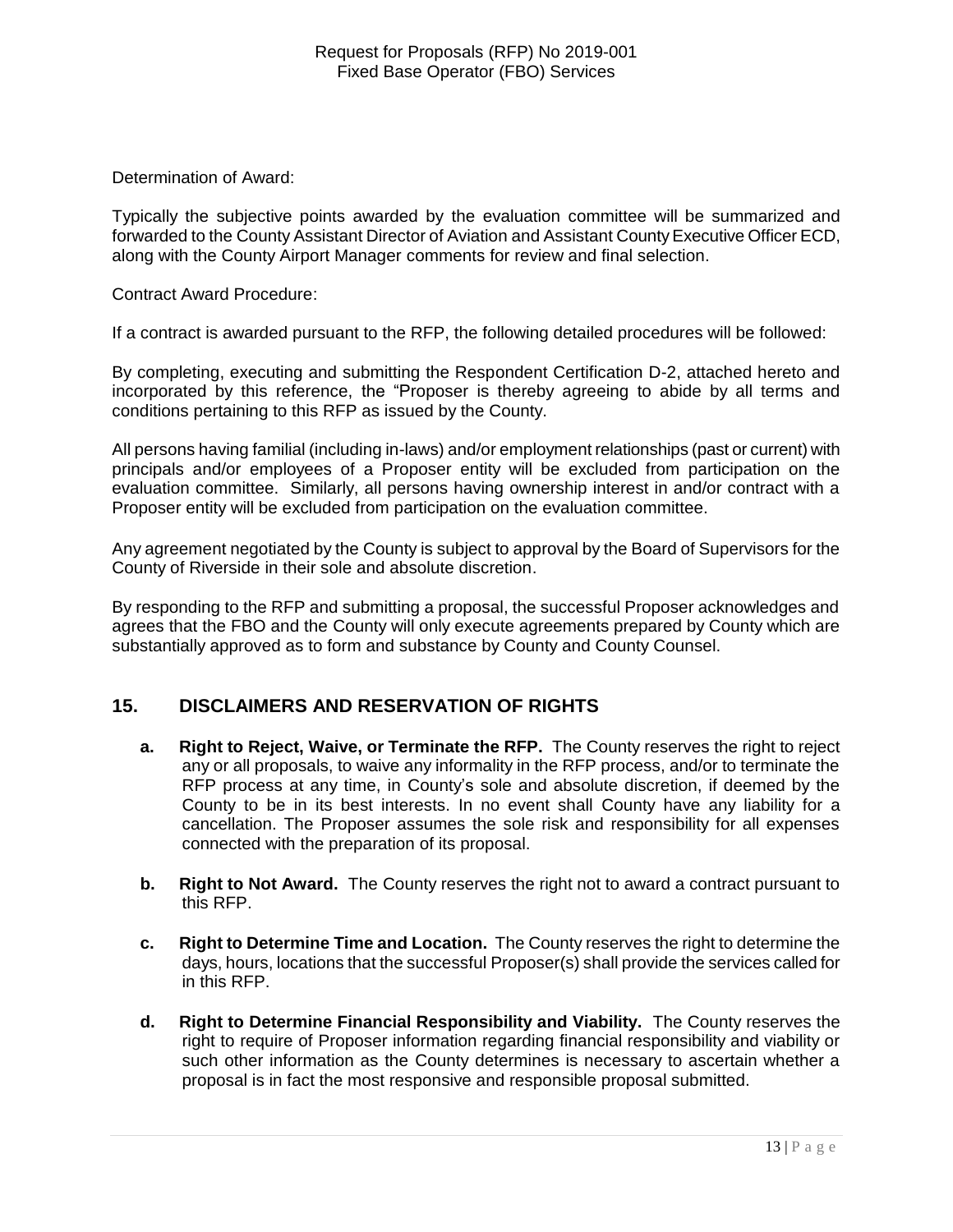Determination of Award:

Typically the subjective points awarded by the evaluation committee will be summarized and forwarded to the County Assistant Director of Aviation and Assistant County Executive Officer ECD, along with the County Airport Manager comments for review and final selection.

Contract Award Procedure:

If a contract is awarded pursuant to the RFP, the following detailed procedures will be followed:

By completing, executing and submitting the Respondent Certification D-2, attached hereto and incorporated by this reference, the "Proposer is thereby agreeing to abide by all terms and conditions pertaining to this RFP as issued by the County.

All persons having familial (including in-laws) and/or employment relationships (past or current) with principals and/or employees of a Proposer entity will be excluded from participation on the evaluation committee. Similarly, all persons having ownership interest in and/or contract with a Proposer entity will be excluded from participation on the evaluation committee.

Any agreement negotiated by the County is subject to approval by the Board of Supervisors for the County of Riverside in their sole and absolute discretion.

By responding to the RFP and submitting a proposal, the successful Proposer acknowledges and agrees that the FBO and the County will only execute agreements prepared by County which are substantially approved as to form and substance by County and County Counsel.

## 15. DISCLAIMERS AND RESERVATION OF RIGHTS

**a. Right to Reject, Waive, or Terminate the RFP.** The County reserves the right to reject any or all proposals, to waive any informality in the RFP process, and/or to terminate the RFP process at any time, in County's sole and absolute discretion, if deemed by the County to be in its best interests. In no event shall County have any liability for a cancellation. The Proposer assumes the sole risk and responsibility for all expenses connected with the preparation of its proposal.

**b. Right to Not Award.** The County reserves the right not to award a contract pursuant to this RFP.

**c. Right to Determine Time and Location.** The County reserves the right to determine the days, hours, locations that the successful Proposer(s) shall provide the services called for in this RFP.

**d. Right to Determine Financial Responsibility and Viability.** The County reserves the right to require of Proposer information regarding financial responsibility and viability or such other information as the County determines is necessary to ascertain whether a proposal is in fact the most responsive and responsible proposal submitted.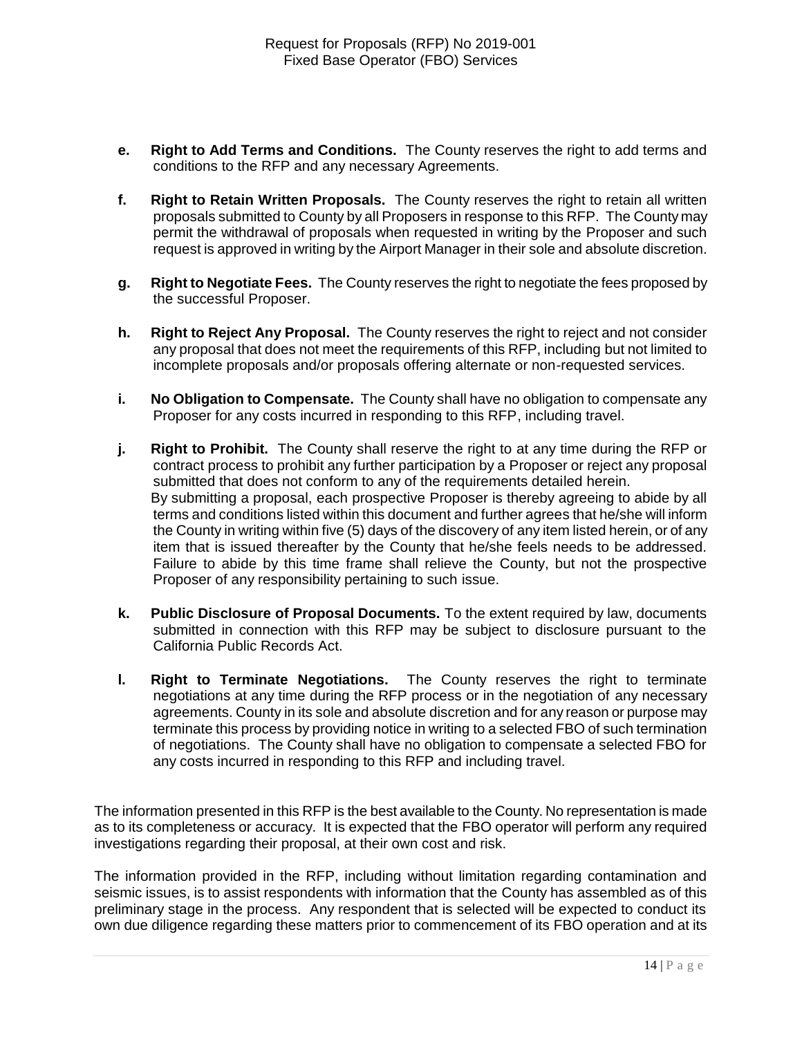**e. Right to Add Terms and Conditions.** The County reserves the right to add terms and conditions to the RFP and any necessary Agreements.

**f. Right to Retain Written Proposals.** The County reserves the right to retain all written proposals submitted to County by all Proposers in response to this RFP. The County may permit the withdrawal of proposals when requested in writing by the Proposer and such request is approved in writing by the Airport Manager in their sole and absolute discretion.

**g. Right to Negotiate Fees.** The County reserves the right to negotiate the fees proposed by the successful Proposer.

**h. Right to Reject Any Proposal.** The County reserves the right to reject and not consider any proposal that does not meet the requirements of this RFP, including but not limited to incomplete proposals and/or proposals offering alternate or non-requested services.

**i. No Obligation to Compensate.** The County shall have no obligation to compensate any Proposer for any costs incurred in responding to this RFP, including travel.

**j. Right to Prohibit.** The County shall reserve the right to at any time during the RFP or contract process to prohibit any further participation by a Proposer or reject any proposal submitted that does not conform to any of the requirements detailed herein.
By submitting a proposal, each prospective Proposer is thereby agreeing to abide by all terms and conditions listed within this document and further agrees that he/she will inform the County in writing within five (5) days of the discovery of any item listed herein, or of any item that is issued thereafter by the County that he/she feels needs to be addressed. Failure to abide by this time frame shall relieve the County, but not the prospective Proposer of any responsibility pertaining to such issue.

**k. Public Disclosure of Proposal Documents.** To the extent required by law, documents submitted in connection with this RFP may be subject to disclosure pursuant to the California Public Records Act.

**l. Right to Terminate Negotiations.** The County reserves the right to terminate negotiations at any time during the RFP process or in the negotiation of any necessary agreements. County in its sole and absolute discretion and for any reason or purpose may terminate this process by providing notice in writing to a selected FBO of such termination of negotiations. The County shall have no obligation to compensate a selected FBO for any costs incurred in responding to this RFP and including travel.

The information presented in this RFP is the best available to the County. No representation is made as to its completeness or accuracy. It is expected that the FBO operator will perform any required investigations regarding their proposal, at their own cost and risk.

The information provided in the RFP, including without limitation regarding contamination and seismic issues, is to assist respondents with information that the County has assembled as of this preliminary stage in the process. Any respondent that is selected will be expected to conduct its own due diligence regarding these matters prior to commencement of its FBO operation and at its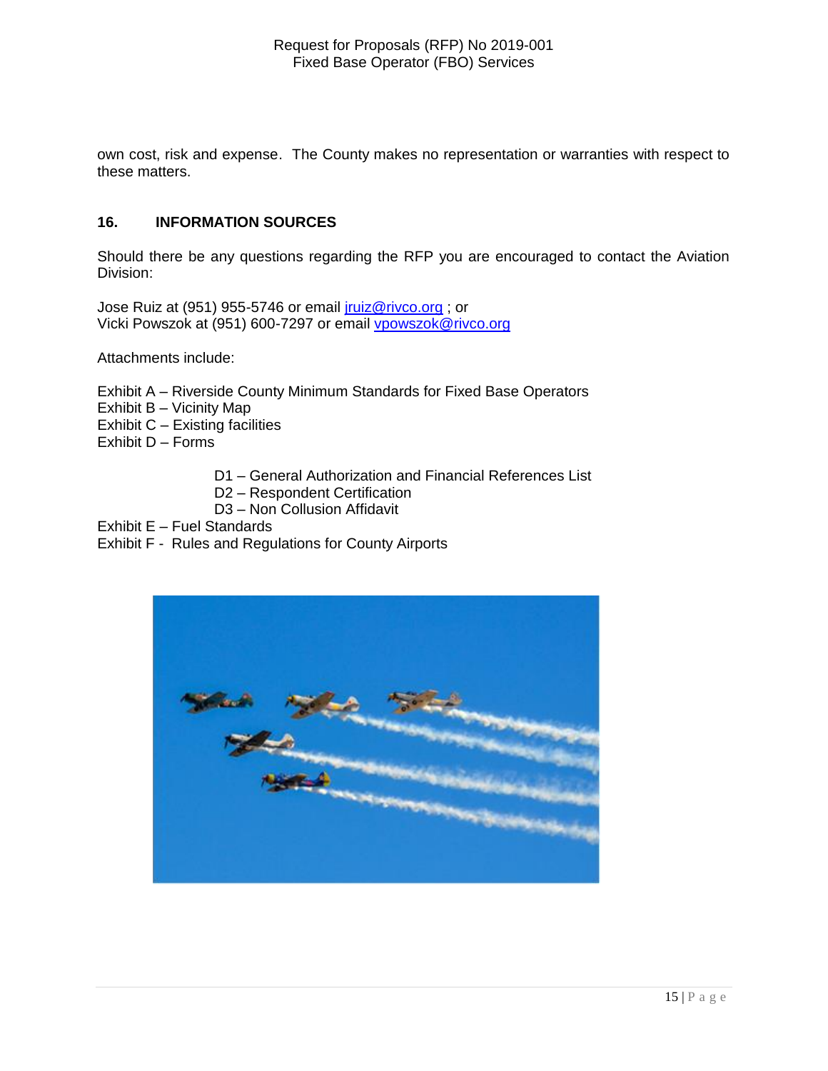own cost, risk and expense. The County makes no representation or warranties with respect to these matters.

## 16. INFORMATION SOURCES

Should there be any questions regarding the RFP you are encouraged to contact the Aviation Division:

Jose Ruiz at (951) 955-5746 or email jruiz@rivco.org ; or
Vicki Powszok at (951) 600-7297 or email vpowszok@rivco.org

Attachments include:

Exhibit A – Riverside County Minimum Standards for Fixed Base Operators
Exhibit B – Vicinity Map
Exhibit C – Existing facilities
Exhibit D – Forms

- D1 – General Authorization and Financial References List
- D2 – Respondent Certification
- D3 – Non Collusion Affidavit

Exhibit E – Fuel Standards
Exhibit F - Rules and Regulations for County Airports